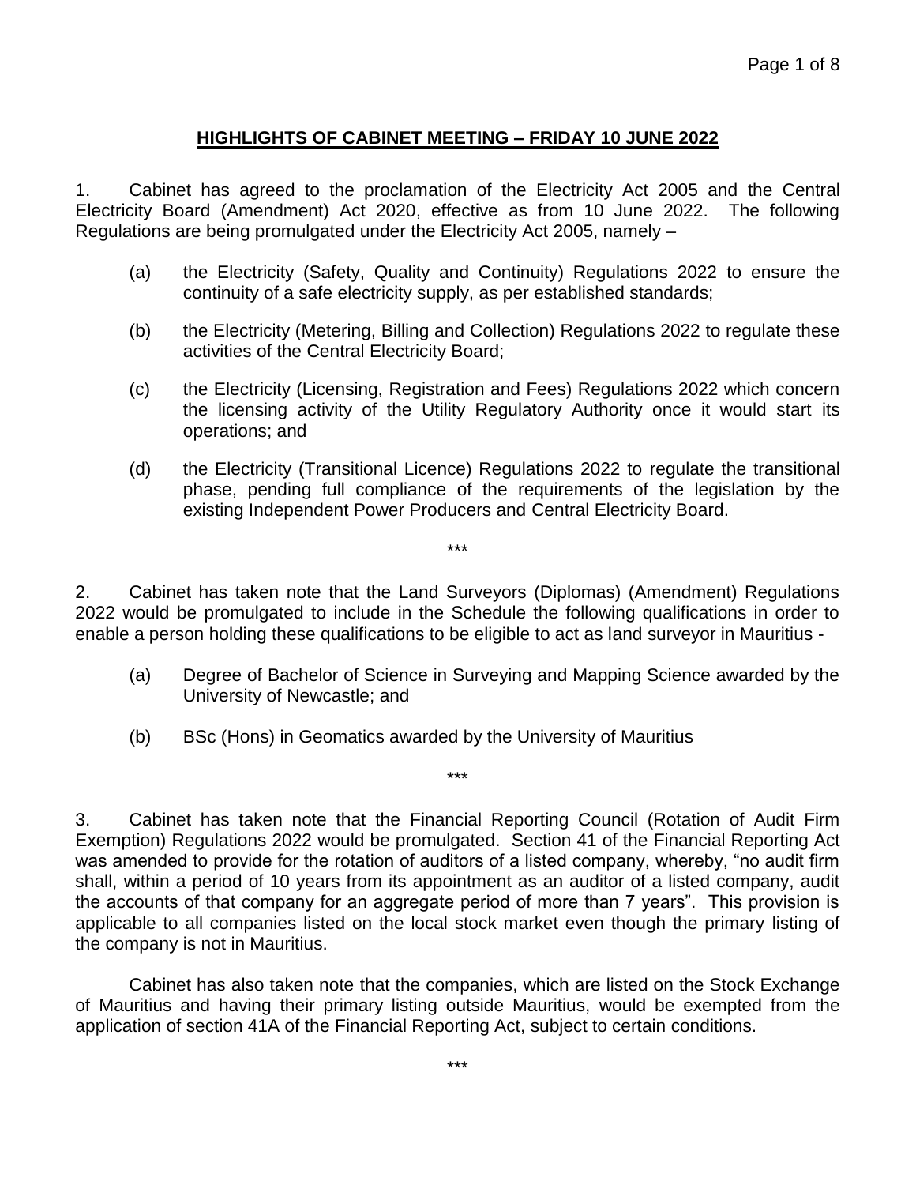# HIGHLIGHTS OF CABINET MEETING – FRIDAY 10 JUNE 2022

1. Cabinet has agreed to the proclamation of the Electricity Act 2005 and the Central Electricity Board (Amendment) Act 2020, effective as from 10 June 2022. The following Regulations are being promulgated under the Electricity Act 2005, namely –

   (a) the Electricity (Safety, Quality and Continuity) Regulations 2022 to ensure the continuity of a safe electricity supply, as per established standards;

   (b) the Electricity (Metering, Billing and Collection) Regulations 2022 to regulate these activities of the Central Electricity Board;

   (c) the Electricity (Licensing, Registration and Fees) Regulations 2022 which concern the licensing activity of the Utility Regulatory Authority once it would start its operations; and

   (d) the Electricity (Transitional Licence) Regulations 2022 to regulate the transitional phase, pending full compliance of the requirements of the legislation by the existing Independent Power Producers and Central Electricity Board.

***

2. Cabinet has taken note that the Land Surveyors (Diplomas) (Amendment) Regulations 2022 would be promulgated to include in the Schedule the following qualifications in order to enable a person holding these qualifications to be eligible to act as land surveyor in Mauritius -

   (a) Degree of Bachelor of Science in Surveying and Mapping Science awarded by the University of Newcastle; and

   (b) BSc (Hons) in Geomatics awarded by the University of Mauritius

***

3. Cabinet has taken note that the Financial Reporting Council (Rotation of Audit Firm Exemption) Regulations 2022 would be promulgated. Section 41 of the Financial Reporting Act was amended to provide for the rotation of auditors of a listed company, whereby, "no audit firm shall, within a period of 10 years from its appointment as an auditor of a listed company, audit the accounts of that company for an aggregate period of more than 7 years". This provision is applicable to all companies listed on the local stock market even though the primary listing of the company is not in Mauritius.

Cabinet has also taken note that the companies, which are listed on the Stock Exchange of Mauritius and having their primary listing outside Mauritius, would be exempted from the application of section 41A of the Financial Reporting Act, subject to certain conditions.

***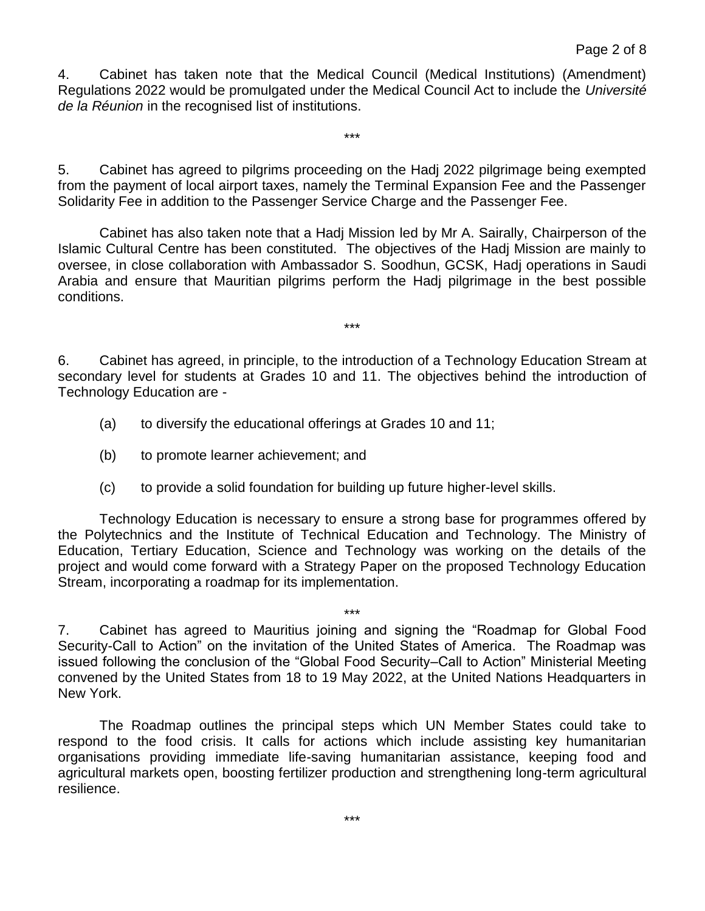4. Cabinet has taken note that the Medical Council (Medical Institutions) (Amendment) Regulations 2022 would be promulgated under the Medical Council Act to include the *Université de la Réunion* in the recognised list of institutions.

\*\*\*

5. Cabinet has agreed to pilgrims proceeding on the Hadj 2022 pilgrimage being exempted from the payment of local airport taxes, namely the Terminal Expansion Fee and the Passenger Solidarity Fee in addition to the Passenger Service Charge and the Passenger Fee.

Cabinet has also taken note that a Hadj Mission led by Mr A. Sairally, Chairperson of the Islamic Cultural Centre has been constituted. The objectives of the Hadj Mission are mainly to oversee, in close collaboration with Ambassador S. Soodhun, GCSK, Hadj operations in Saudi Arabia and ensure that Mauritian pilgrims perform the Hadj pilgrimage in the best possible conditions.

\*\*\*

6. Cabinet has agreed, in principle, to the introduction of a Technology Education Stream at secondary level for students at Grades 10 and 11. The objectives behind the introduction of Technology Education are -

(a) to diversify the educational offerings at Grades 10 and 11;

(b) to promote learner achievement; and

(c) to provide a solid foundation for building up future higher-level skills.

Technology Education is necessary to ensure a strong base for programmes offered by the Polytechnics and the Institute of Technical Education and Technology. The Ministry of Education, Tertiary Education, Science and Technology was working on the details of the project and would come forward with a Strategy Paper on the proposed Technology Education Stream, incorporating a roadmap for its implementation.

\*\*\*

7. Cabinet has agreed to Mauritius joining and signing the “Roadmap for Global Food Security-Call to Action” on the invitation of the United States of America. The Roadmap was issued following the conclusion of the “Global Food Security–Call to Action” Ministerial Meeting convened by the United States from 18 to 19 May 2022, at the United Nations Headquarters in New York.

The Roadmap outlines the principal steps which UN Member States could take to respond to the food crisis. It calls for actions which include assisting key humanitarian organisations providing immediate life-saving humanitarian assistance, keeping food and agricultural markets open, boosting fertilizer production and strengthening long-term agricultural resilience.

\*\*\*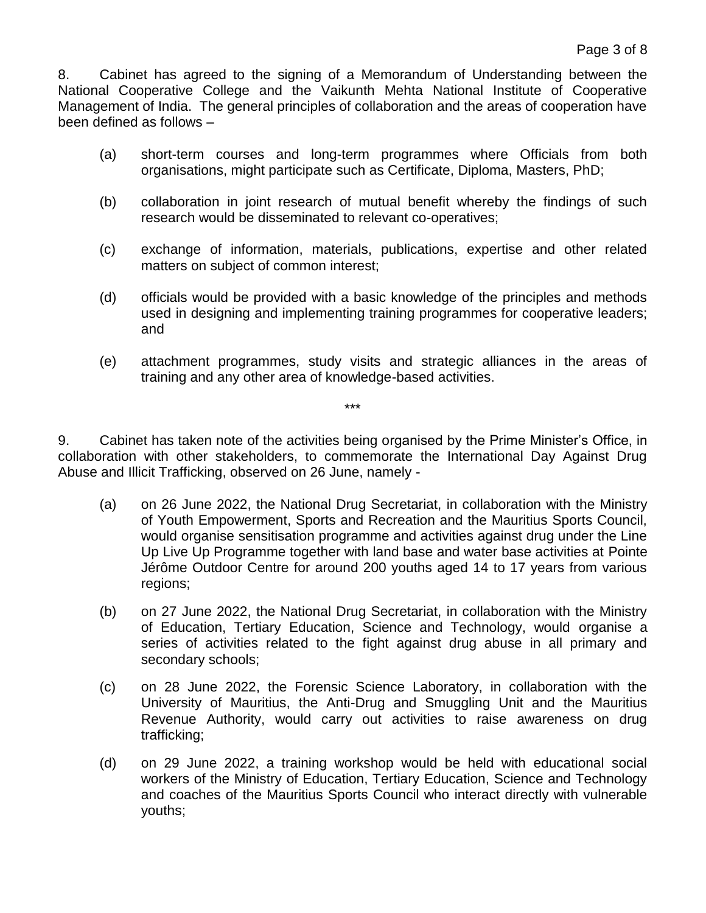8. Cabinet has agreed to the signing of a Memorandum of Understanding between the National Cooperative College and the Vaikunth Mehta National Institute of Cooperative Management of India. The general principles of collaboration and the areas of cooperation have been defined as follows –

(a) short-term courses and long-term programmes where Officials from both organisations, might participate such as Certificate, Diploma, Masters, PhD;

(b) collaboration in joint research of mutual benefit whereby the findings of such research would be disseminated to relevant co-operatives;

(c) exchange of information, materials, publications, expertise and other related matters on subject of common interest;

(d) officials would be provided with a basic knowledge of the principles and methods used in designing and implementing training programmes for cooperative leaders; and

(e) attachment programmes, study visits and strategic alliances in the areas of training and any other area of knowledge-based activities.

***

9. Cabinet has taken note of the activities being organised by the Prime Minister's Office, in collaboration with other stakeholders, to commemorate the International Day Against Drug Abuse and Illicit Trafficking, observed on 26 June, namely -

(a) on 26 June 2022, the National Drug Secretariat, in collaboration with the Ministry of Youth Empowerment, Sports and Recreation and the Mauritius Sports Council, would organise sensitisation programme and activities against drug under the Line Up Live Up Programme together with land base and water base activities at Pointe Jérôme Outdoor Centre for around 200 youths aged 14 to 17 years from various regions;

(b) on 27 June 2022, the National Drug Secretariat, in collaboration with the Ministry of Education, Tertiary Education, Science and Technology, would organise a series of activities related to the fight against drug abuse in all primary and secondary schools;

(c) on 28 June 2022, the Forensic Science Laboratory, in collaboration with the University of Mauritius, the Anti-Drug and Smuggling Unit and the Mauritius Revenue Authority, would carry out activities to raise awareness on drug trafficking;

(d) on 29 June 2022, a training workshop would be held with educational social workers of the Ministry of Education, Tertiary Education, Science and Technology and coaches of the Mauritius Sports Council who interact directly with vulnerable youths;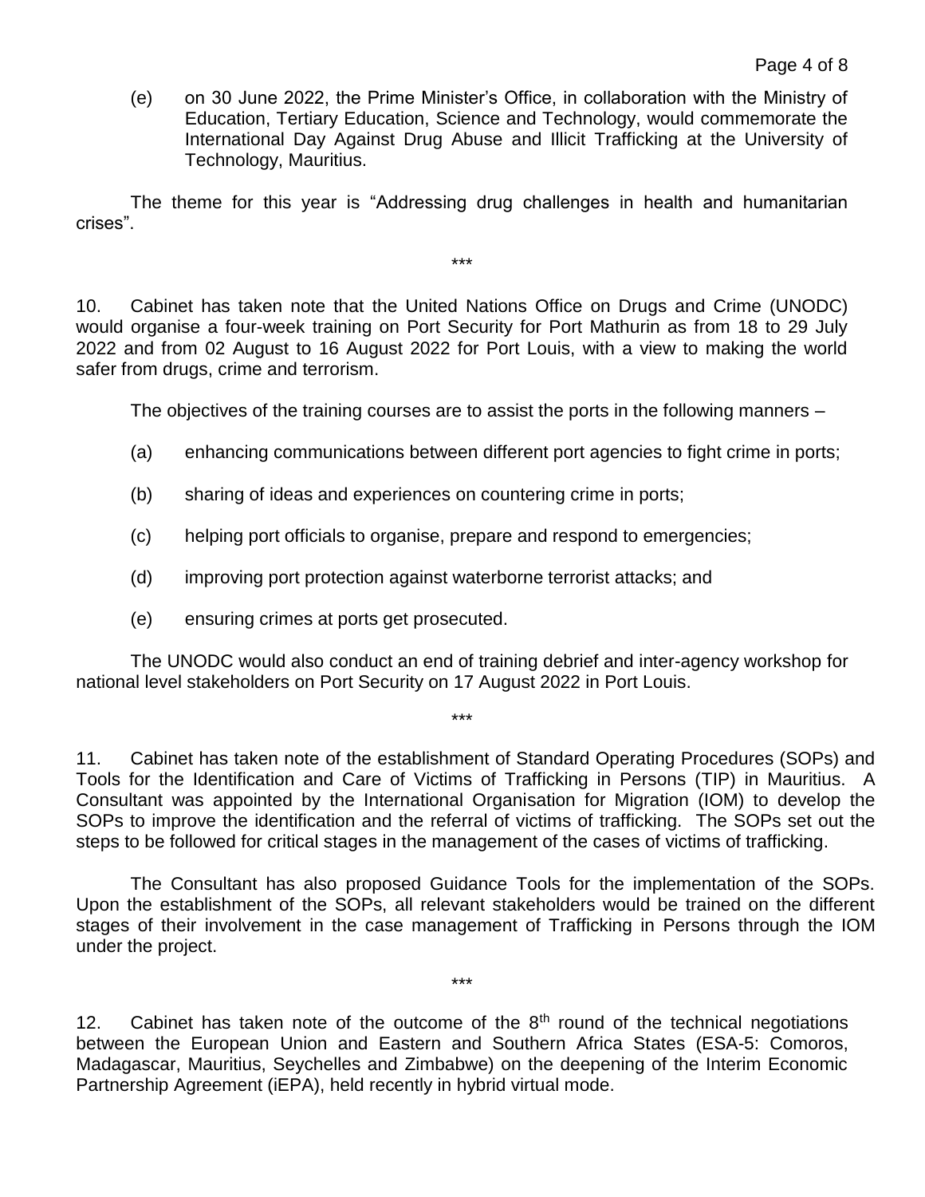(e) on 30 June 2022, the Prime Minister's Office, in collaboration with the Ministry of Education, Tertiary Education, Science and Technology, would commemorate the International Day Against Drug Abuse and Illicit Trafficking at the University of Technology, Mauritius.

The theme for this year is "Addressing drug challenges in health and humanitarian crises".

\*\*\*

10. Cabinet has taken note that the United Nations Office on Drugs and Crime (UNODC) would organise a four-week training on Port Security for Port Mathurin as from 18 to 29 July 2022 and from 02 August to 16 August 2022 for Port Louis, with a view to making the world safer from drugs, crime and terrorism.

The objectives of the training courses are to assist the ports in the following manners –

(a) enhancing communications between different port agencies to fight crime in ports;

(b) sharing of ideas and experiences on countering crime in ports;

(c) helping port officials to organise, prepare and respond to emergencies;

(d) improving port protection against waterborne terrorist attacks; and

(e) ensuring crimes at ports get prosecuted.

The UNODC would also conduct an end of training debrief and inter-agency workshop for national level stakeholders on Port Security on 17 August 2022 in Port Louis.

\*\*\*

11. Cabinet has taken note of the establishment of Standard Operating Procedures (SOPs) and Tools for the Identification and Care of Victims of Trafficking in Persons (TIP) in Mauritius. A Consultant was appointed by the International Organisation for Migration (IOM) to develop the SOPs to improve the identification and the referral of victims of trafficking. The SOPs set out the steps to be followed for critical stages in the management of the cases of victims of trafficking.

The Consultant has also proposed Guidance Tools for the implementation of the SOPs. Upon the establishment of the SOPs, all relevant stakeholders would be trained on the different stages of their involvement in the case management of Trafficking in Persons through the IOM under the project.

\*\*\*

12. Cabinet has taken note of the outcome of the 8th round of the technical negotiations between the European Union and Eastern and Southern Africa States (ESA-5: Comoros, Madagascar, Mauritius, Seychelles and Zimbabwe) on the deepening of the Interim Economic Partnership Agreement (iEPA), held recently in hybrid virtual mode.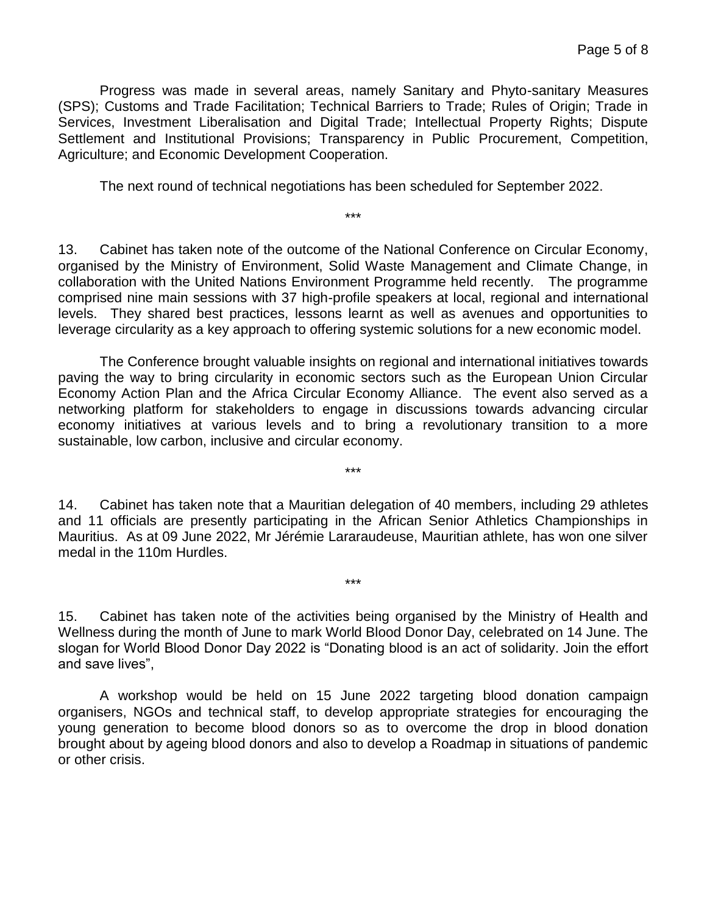Progress was made in several areas, namely Sanitary and Phyto-sanitary Measures (SPS); Customs and Trade Facilitation; Technical Barriers to Trade; Rules of Origin; Trade in Services, Investment Liberalisation and Digital Trade; Intellectual Property Rights; Dispute Settlement and Institutional Provisions; Transparency in Public Procurement, Competition, Agriculture; and Economic Development Cooperation.

The next round of technical negotiations has been scheduled for September 2022.

***

13. Cabinet has taken note of the outcome of the National Conference on Circular Economy, organised by the Ministry of Environment, Solid Waste Management and Climate Change, in collaboration with the United Nations Environment Programme held recently. The programme comprised nine main sessions with 37 high-profile speakers at local, regional and international levels. They shared best practices, lessons learnt as well as avenues and opportunities to leverage circularity as a key approach to offering systemic solutions for a new economic model.

The Conference brought valuable insights on regional and international initiatives towards paving the way to bring circularity in economic sectors such as the European Union Circular Economy Action Plan and the Africa Circular Economy Alliance. The event also served as a networking platform for stakeholders to engage in discussions towards advancing circular economy initiatives at various levels and to bring a revolutionary transition to a more sustainable, low carbon, inclusive and circular economy.

***

14. Cabinet has taken note that a Mauritian delegation of 40 members, including 29 athletes and 11 officials are presently participating in the African Senior Athletics Championships in Mauritius. As at 09 June 2022, Mr Jérémie Lararaudeuse, Mauritian athlete, has won one silver medal in the 110m Hurdles.

***

15. Cabinet has taken note of the activities being organised by the Ministry of Health and Wellness during the month of June to mark World Blood Donor Day, celebrated on 14 June. The slogan for World Blood Donor Day 2022 is "Donating blood is an act of solidarity. Join the effort and save lives",

A workshop would be held on 15 June 2022 targeting blood donation campaign organisers, NGOs and technical staff, to develop appropriate strategies for encouraging the young generation to become blood donors so as to overcome the drop in blood donation brought about by ageing blood donors and also to develop a Roadmap in situations of pandemic or other crisis.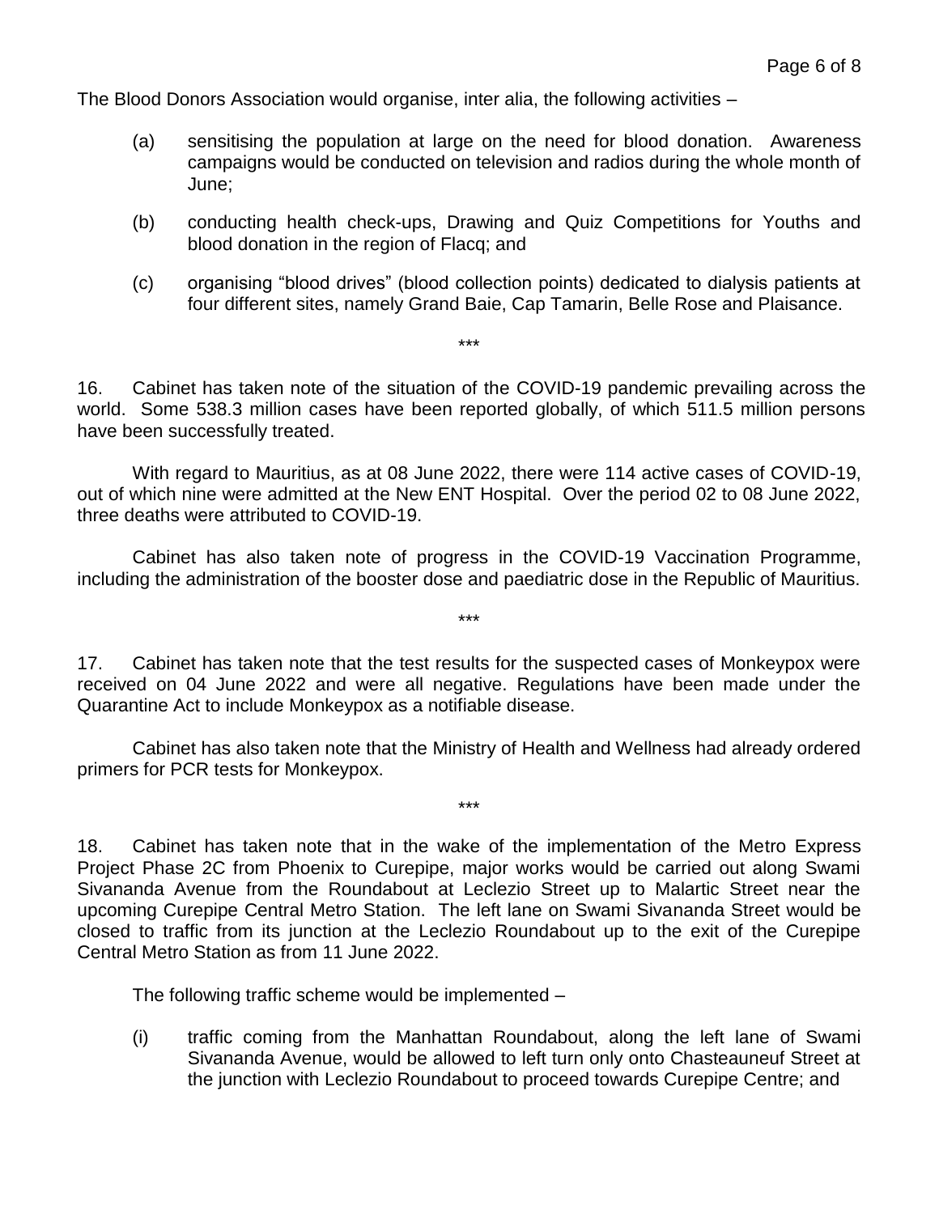The Blood Donors Association would organise, inter alia, the following activities –

(a) sensitising the population at large on the need for blood donation. Awareness campaigns would be conducted on television and radios during the whole month of June;

(b) conducting health check-ups, Drawing and Quiz Competitions for Youths and blood donation in the region of Flacq; and

(c) organising "blood drives" (blood collection points) dedicated to dialysis patients at four different sites, namely Grand Baie, Cap Tamarin, Belle Rose and Plaisance.

\*\*\*

16. Cabinet has taken note of the situation of the COVID-19 pandemic prevailing across the world. Some 538.3 million cases have been reported globally, of which 511.5 million persons have been successfully treated.

With regard to Mauritius, as at 08 June 2022, there were 114 active cases of COVID-19, out of which nine were admitted at the New ENT Hospital. Over the period 02 to 08 June 2022, three deaths were attributed to COVID-19.

Cabinet has also taken note of progress in the COVID-19 Vaccination Programme, including the administration of the booster dose and paediatric dose in the Republic of Mauritius.

\*\*\*

17. Cabinet has taken note that the test results for the suspected cases of Monkeypox were received on 04 June 2022 and were all negative. Regulations have been made under the Quarantine Act to include Monkeypox as a notifiable disease.

Cabinet has also taken note that the Ministry of Health and Wellness had already ordered primers for PCR tests for Monkeypox.

\*\*\*

18. Cabinet has taken note that in the wake of the implementation of the Metro Express Project Phase 2C from Phoenix to Curepipe, major works would be carried out along Swami Sivananda Avenue from the Roundabout at Leclezio Street up to Malartic Street near the upcoming Curepipe Central Metro Station. The left lane on Swami Sivananda Street would be closed to traffic from its junction at the Leclezio Roundabout up to the exit of the Curepipe Central Metro Station as from 11 June 2022.

The following traffic scheme would be implemented –

(i) traffic coming from the Manhattan Roundabout, along the left lane of Swami Sivananda Avenue, would be allowed to left turn only onto Chasteauneuf Street at the junction with Leclezio Roundabout to proceed towards Curepipe Centre; and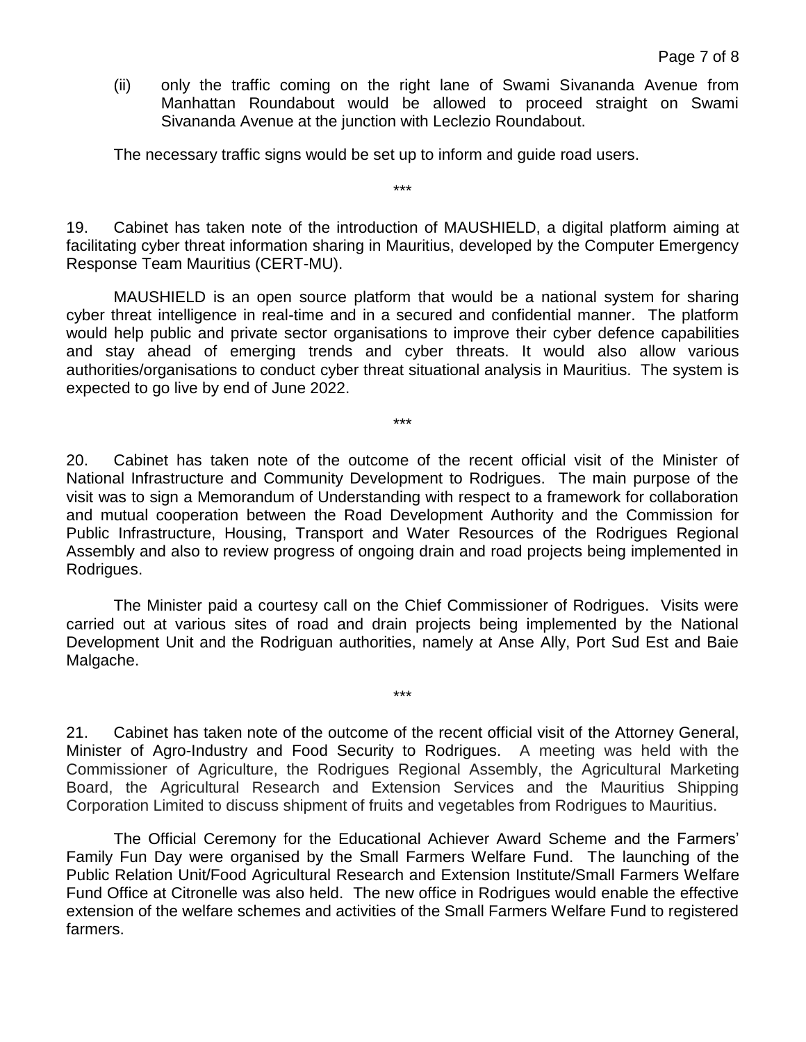(ii) only the traffic coming on the right lane of Swami Sivananda Avenue from Manhattan Roundabout would be allowed to proceed straight on Swami Sivananda Avenue at the junction with Leclezio Roundabout.

The necessary traffic signs would be set up to inform and guide road users.

***

19. Cabinet has taken note of the introduction of MAUSHIELD, a digital platform aiming at facilitating cyber threat information sharing in Mauritius, developed by the Computer Emergency Response Team Mauritius (CERT-MU).

MAUSHIELD is an open source platform that would be a national system for sharing cyber threat intelligence in real-time and in a secured and confidential manner. The platform would help public and private sector organisations to improve their cyber defence capabilities and stay ahead of emerging trends and cyber threats. It would also allow various authorities/organisations to conduct cyber threat situational analysis in Mauritius. The system is expected to go live by end of June 2022.

***

20. Cabinet has taken note of the outcome of the recent official visit of the Minister of National Infrastructure and Community Development to Rodrigues. The main purpose of the visit was to sign a Memorandum of Understanding with respect to a framework for collaboration and mutual cooperation between the Road Development Authority and the Commission for Public Infrastructure, Housing, Transport and Water Resources of the Rodrigues Regional Assembly and also to review progress of ongoing drain and road projects being implemented in Rodrigues.

The Minister paid a courtesy call on the Chief Commissioner of Rodrigues. Visits were carried out at various sites of road and drain projects being implemented by the National Development Unit and the Rodriguan authorities, namely at Anse Ally, Port Sud Est and Baie Malgache.

***

21. Cabinet has taken note of the outcome of the recent official visit of the Attorney General, Minister of Agro-Industry and Food Security to Rodrigues. A meeting was held with the Commissioner of Agriculture, the Rodrigues Regional Assembly, the Agricultural Marketing Board, the Agricultural Research and Extension Services and the Mauritius Shipping Corporation Limited to discuss shipment of fruits and vegetables from Rodrigues to Mauritius.

The Official Ceremony for the Educational Achiever Award Scheme and the Farmers' Family Fun Day were organised by the Small Farmers Welfare Fund. The launching of the Public Relation Unit/Food Agricultural Research and Extension Institute/Small Farmers Welfare Fund Office at Citronelle was also held. The new office in Rodrigues would enable the effective extension of the welfare schemes and activities of the Small Farmers Welfare Fund to registered farmers.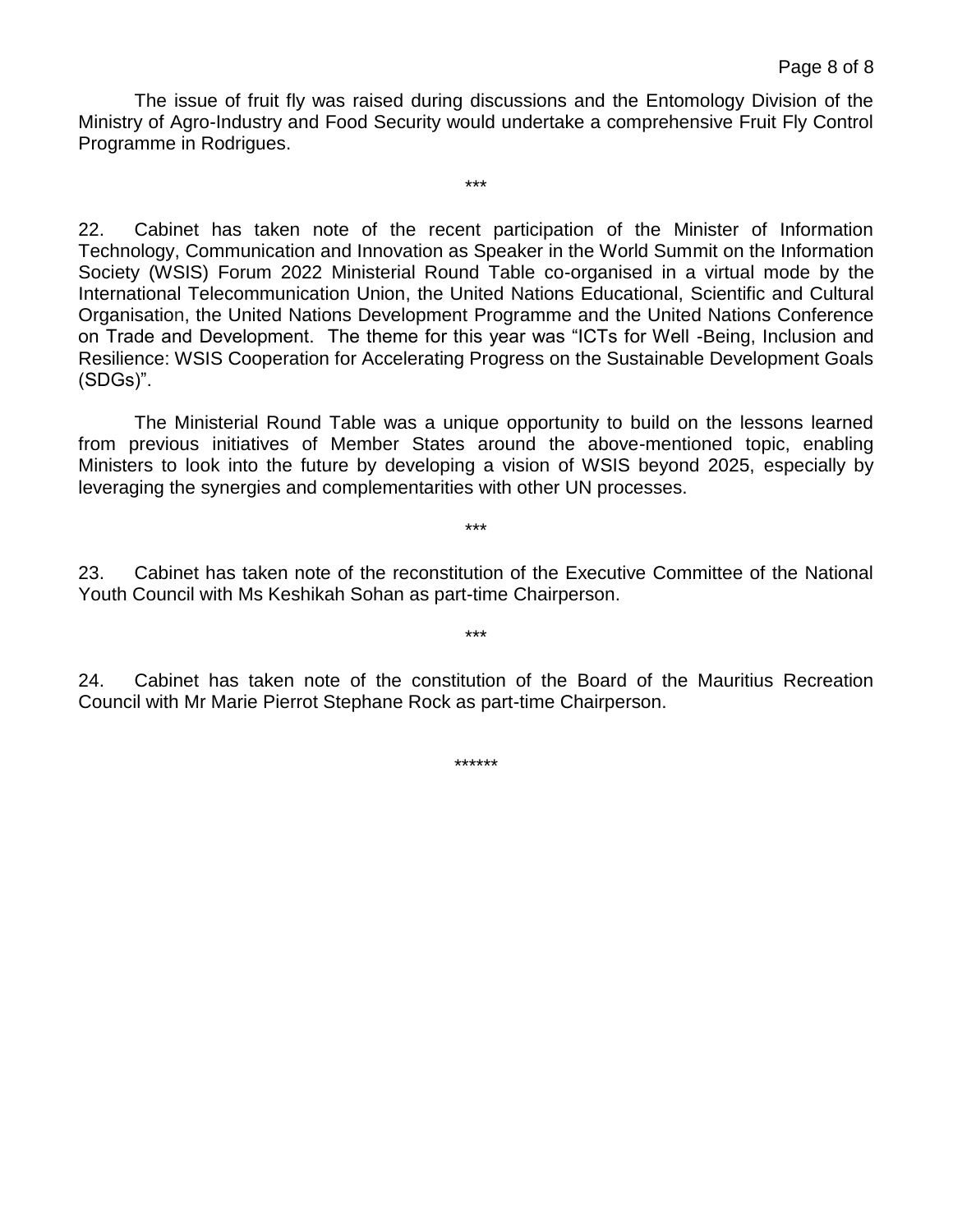The issue of fruit fly was raised during discussions and the Entomology Division of the Ministry of Agro-Industry and Food Security would undertake a comprehensive Fruit Fly Control Programme in Rodrigues.

***

22. Cabinet has taken note of the recent participation of the Minister of Information Technology, Communication and Innovation as Speaker in the World Summit on the Information Society (WSIS) Forum 2022 Ministerial Round Table co-organised in a virtual mode by the International Telecommunication Union, the United Nations Educational, Scientific and Cultural Organisation, the United Nations Development Programme and the United Nations Conference on Trade and Development. The theme for this year was "ICTs for Well -Being, Inclusion and Resilience: WSIS Cooperation for Accelerating Progress on the Sustainable Development Goals (SDGs)".

The Ministerial Round Table was a unique opportunity to build on the lessons learned from previous initiatives of Member States around the above-mentioned topic, enabling Ministers to look into the future by developing a vision of WSIS beyond 2025, especially by leveraging the synergies and complementarities with other UN processes.

***

23. Cabinet has taken note of the reconstitution of the Executive Committee of the National Youth Council with Ms Keshikah Sohan as part-time Chairperson.

***

24. Cabinet has taken note of the constitution of the Board of the Mauritius Recreation Council with Mr Marie Pierrot Stephane Rock as part-time Chairperson.

******